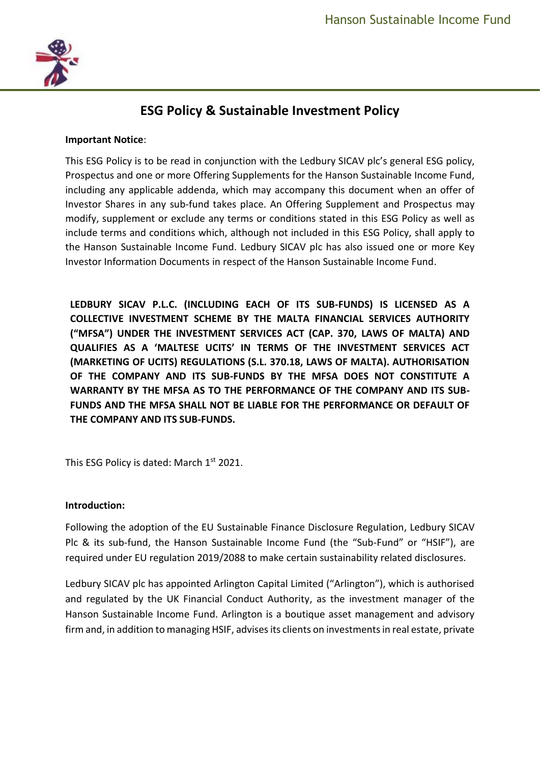# ESG Policy & Sustainable Investment Policy

**Important Notice**:

This ESG Policy is to be read in conjunction with the Ledbury SICAV plc's general ESG policy, Prospectus and one or more Offering Supplements for the Hanson Sustainable Income Fund, including any applicable addenda, which may accompany this document when an offer of Investor Shares in any sub-fund takes place. An Offering Supplement and Prospectus may modify, supplement or exclude any terms or conditions stated in this ESG Policy as well as include terms and conditions which, although not included in this ESG Policy, shall apply to the Hanson Sustainable Income Fund. Ledbury SICAV plc has also issued one or more Key Investor Information Documents in respect of the Hanson Sustainable Income Fund.

**LEDBURY SICAV P.L.C. (INCLUDING EACH OF ITS SUB-FUNDS) IS LICENSED AS A COLLECTIVE INVESTMENT SCHEME BY THE MALTA FINANCIAL SERVICES AUTHORITY ("MFSA") UNDER THE INVESTMENT SERVICES ACT (CAP. 370, LAWS OF MALTA) AND QUALIFIES AS A 'MALTESE UCITS' IN TERMS OF THE INVESTMENT SERVICES ACT (MARKETING OF UCITS) REGULATIONS (S.L. 370.18, LAWS OF MALTA). AUTHORISATION OF THE COMPANY AND ITS SUB-FUNDS BY THE MFSA DOES NOT CONSTITUTE A WARRANTY BY THE MFSA AS TO THE PERFORMANCE OF THE COMPANY AND ITS SUB-FUNDS AND THE MFSA SHALL NOT BE LIABLE FOR THE PERFORMANCE OR DEFAULT OF THE COMPANY AND ITS SUB-FUNDS.**

This ESG Policy is dated: March 1st 2021.

**Introduction:**

Following the adoption of the EU Sustainable Finance Disclosure Regulation, Ledbury SICAV Plc & its sub-fund, the Hanson Sustainable Income Fund (the "Sub-Fund" or "HSIF"), are required under EU regulation 2019/2088 to make certain sustainability related disclosures.

Ledbury SICAV plc has appointed Arlington Capital Limited ("Arlington"), which is authorised and regulated by the UK Financial Conduct Authority, as the investment manager of the Hanson Sustainable Income Fund. Arlington is a boutique asset management and advisory firm and, in addition to managing HSIF, advises its clients on investments in real estate, private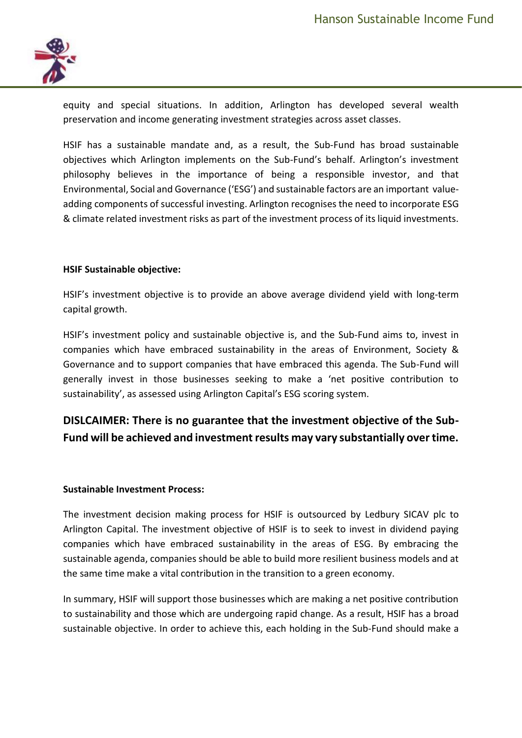equity and special situations. In addition, Arlington has developed several wealth preservation and income generating investment strategies across asset classes.

HSIF has a sustainable mandate and, as a result, the Sub-Fund has broad sustainable objectives which Arlington implements on the Sub-Fund's behalf. Arlington's investment philosophy believes in the importance of being a responsible investor, and that Environmental, Social and Governance ('ESG') and sustainable factors are an important value-adding components of successful investing. Arlington recognises the need to incorporate ESG & climate related investment risks as part of the investment process of its liquid investments.

**HSIF Sustainable objective:**

HSIF's investment objective is to provide an above average dividend yield with long-term capital growth.

HSIF's investment policy and sustainable objective is, and the Sub-Fund aims to, invest in companies which have embraced sustainability in the areas of Environment, Society & Governance and to support companies that have embraced this agenda. The Sub-Fund will generally invest in those businesses seeking to make a 'net positive contribution to sustainability', as assessed using Arlington Capital's ESG scoring system.

**DISLCAIMER: There is no guarantee that the investment objective of the Sub-Fund will be achieved and investment results may vary substantially over time.**

**Sustainable Investment Process:**

The investment decision making process for HSIF is outsourced by Ledbury SICAV plc to Arlington Capital. The investment objective of HSIF is to seek to invest in dividend paying companies which have embraced sustainability in the areas of ESG. By embracing the sustainable agenda, companies should be able to build more resilient business models and at the same time make a vital contribution in the transition to a green economy.

In summary, HSIF will support those businesses which are making a net positive contribution to sustainability and those which are undergoing rapid change. As a result, HSIF has a broad sustainable objective. In order to achieve this, each holding in the Sub-Fund should make a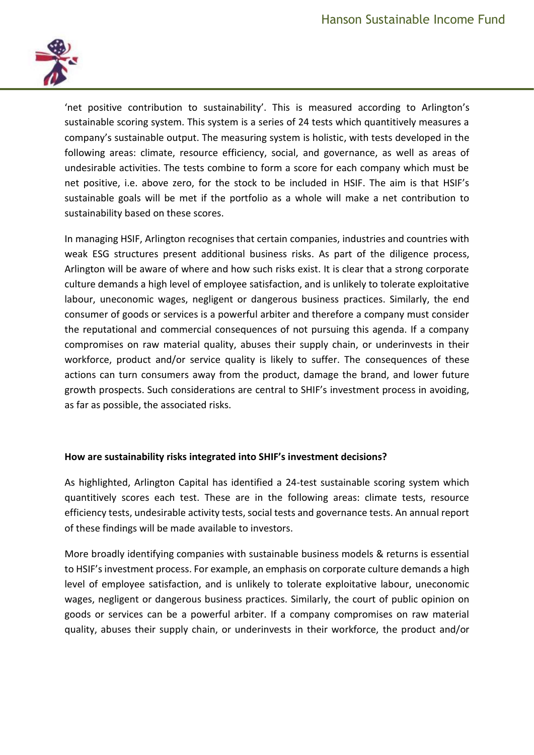'net positive contribution to sustainability'. This is measured according to Arlington's sustainable scoring system. This system is a series of 24 tests which quantitively measures a company's sustainable output. The measuring system is holistic, with tests developed in the following areas: climate, resource efficiency, social, and governance, as well as areas of undesirable activities. The tests combine to form a score for each company which must be net positive, i.e. above zero, for the stock to be included in HSIF. The aim is that HSIF's sustainable goals will be met if the portfolio as a whole will make a net contribution to sustainability based on these scores.

In managing HSIF, Arlington recognises that certain companies, industries and countries with weak ESG structures present additional business risks. As part of the diligence process, Arlington will be aware of where and how such risks exist. It is clear that a strong corporate culture demands a high level of employee satisfaction, and is unlikely to tolerate exploitative labour, uneconomic wages, negligent or dangerous business practices. Similarly, the end consumer of goods or services is a powerful arbiter and therefore a company must consider the reputational and commercial consequences of not pursuing this agenda. If a company compromises on raw material quality, abuses their supply chain, or underinvests in their workforce, product and/or service quality is likely to suffer. The consequences of these actions can turn consumers away from the product, damage the brand, and lower future growth prospects. Such considerations are central to SHIF's investment process in avoiding, as far as possible, the associated risks.

**How are sustainability risks integrated into SHIF's investment decisions?**

As highlighted, Arlington Capital has identified a 24-test sustainable scoring system which quantitively scores each test. These are in the following areas: climate tests, resource efficiency tests, undesirable activity tests, social tests and governance tests. An annual report of these findings will be made available to investors.

More broadly identifying companies with sustainable business models & returns is essential to HSIF's investment process. For example, an emphasis on corporate culture demands a high level of employee satisfaction, and is unlikely to tolerate exploitative labour, uneconomic wages, negligent or dangerous business practices. Similarly, the court of public opinion on goods or services can be a powerful arbiter. If a company compromises on raw material quality, abuses their supply chain, or underinvests in their workforce, the product and/or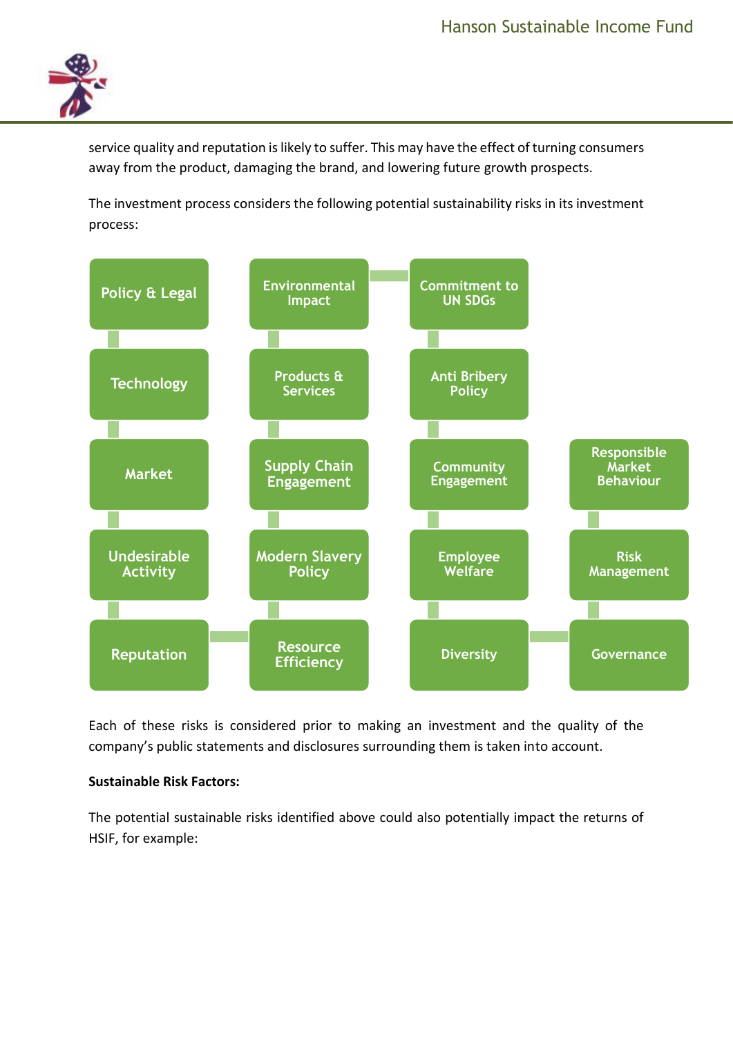service quality and reputation is likely to suffer. This may have the effect of turning consumers away from the product, damaging the brand, and lowering future growth prospects.

The investment process considers the following potential sustainability risks in its investment process:

- Policy & Legal
- Technology
- Market
- Undesirable Activity
- Reputation
- Resource Efficiency
- Modern Slavery Policy
- Supply Chain Engagement
- Products & Services
- Environmental Impact
- Commitment to UN SDGs
- Anti Bribery Policy
- Community Engagement
- Employee Welfare
- Diversity
- Governance
- Risk Management
- Responsible Market Behaviour

Each of these risks is considered prior to making an investment and the quality of the company's public statements and disclosures surrounding them is taken into account.

**Sustainable Risk Factors:**

The potential sustainable risks identified above could also potentially impact the returns of HSIF, for example: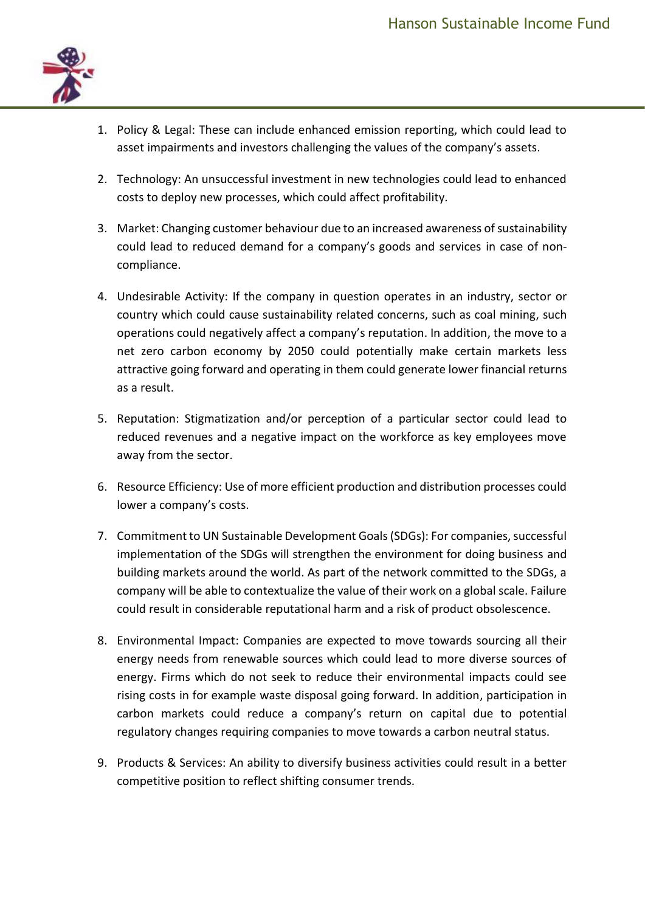1. Policy & Legal: These can include enhanced emission reporting, which could lead to asset impairments and investors challenging the values of the company's assets.

2. Technology: An unsuccessful investment in new technologies could lead to enhanced costs to deploy new processes, which could affect profitability.

3. Market: Changing customer behaviour due to an increased awareness of sustainability could lead to reduced demand for a company's goods and services in case of non-compliance.

4. Undesirable Activity: If the company in question operates in an industry, sector or country which could cause sustainability related concerns, such as coal mining, such operations could negatively affect a company's reputation. In addition, the move to a net zero carbon economy by 2050 could potentially make certain markets less attractive going forward and operating in them could generate lower financial returns as a result.

5. Reputation: Stigmatization and/or perception of a particular sector could lead to reduced revenues and a negative impact on the workforce as key employees move away from the sector.

6. Resource Efficiency: Use of more efficient production and distribution processes could lower a company's costs.

7. Commitment to UN Sustainable Development Goals (SDGs): For companies, successful implementation of the SDGs will strengthen the environment for doing business and building markets around the world. As part of the network committed to the SDGs, a company will be able to contextualize the value of their work on a global scale. Failure could result in considerable reputational harm and a risk of product obsolescence.

8. Environmental Impact: Companies are expected to move towards sourcing all their energy needs from renewable sources which could lead to more diverse sources of energy. Firms which do not seek to reduce their environmental impacts could see rising costs in for example waste disposal going forward. In addition, participation in carbon markets could reduce a company's return on capital due to potential regulatory changes requiring companies to move towards a carbon neutral status.

9. Products & Services: An ability to diversify business activities could result in a better competitive position to reflect shifting consumer trends.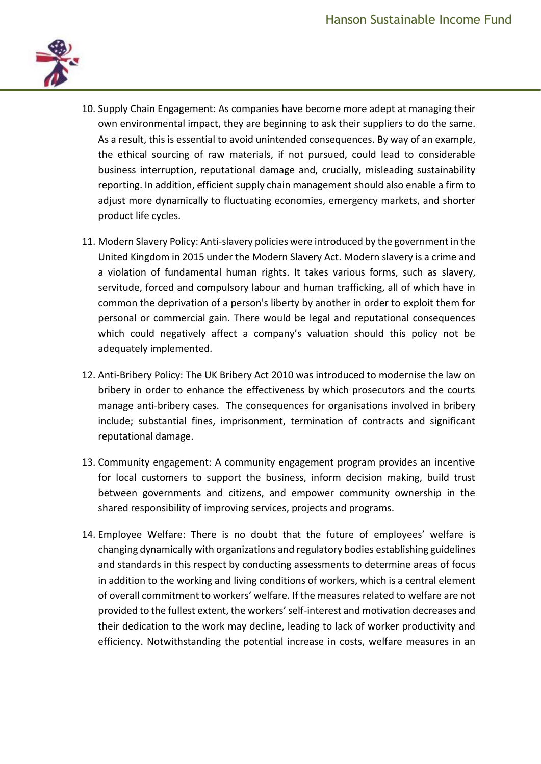10. Supply Chain Engagement: As companies have become more adept at managing their own environmental impact, they are beginning to ask their suppliers to do the same. As a result, this is essential to avoid unintended consequences. By way of an example, the ethical sourcing of raw materials, if not pursued, could lead to considerable business interruption, reputational damage and, crucially, misleading sustainability reporting. In addition, efficient supply chain management should also enable a firm to adjust more dynamically to fluctuating economies, emergency markets, and shorter product life cycles.

11. Modern Slavery Policy: Anti-slavery policies were introduced by the government in the United Kingdom in 2015 under the Modern Slavery Act. Modern slavery is a crime and a violation of fundamental human rights. It takes various forms, such as slavery, servitude, forced and compulsory labour and human trafficking, all of which have in common the deprivation of a person's liberty by another in order to exploit them for personal or commercial gain. There would be legal and reputational consequences which could negatively affect a company's valuation should this policy not be adequately implemented.

12. Anti-Bribery Policy: The UK Bribery Act 2010 was introduced to modernise the law on bribery in order to enhance the effectiveness by which prosecutors and the courts manage anti-bribery cases. The consequences for organisations involved in bribery include; substantial fines, imprisonment, termination of contracts and significant reputational damage.

13. Community engagement: A community engagement program provides an incentive for local customers to support the business, inform decision making, build trust between governments and citizens, and empower community ownership in the shared responsibility of improving services, projects and programs.

14. Employee Welfare: There is no doubt that the future of employees' welfare is changing dynamically with organizations and regulatory bodies establishing guidelines and standards in this respect by conducting assessments to determine areas of focus in addition to the working and living conditions of workers, which is a central element of overall commitment to workers' welfare. If the measures related to welfare are not provided to the fullest extent, the workers' self-interest and motivation decreases and their dedication to the work may decline, leading to lack of worker productivity and efficiency. Notwithstanding the potential increase in costs, welfare measures in an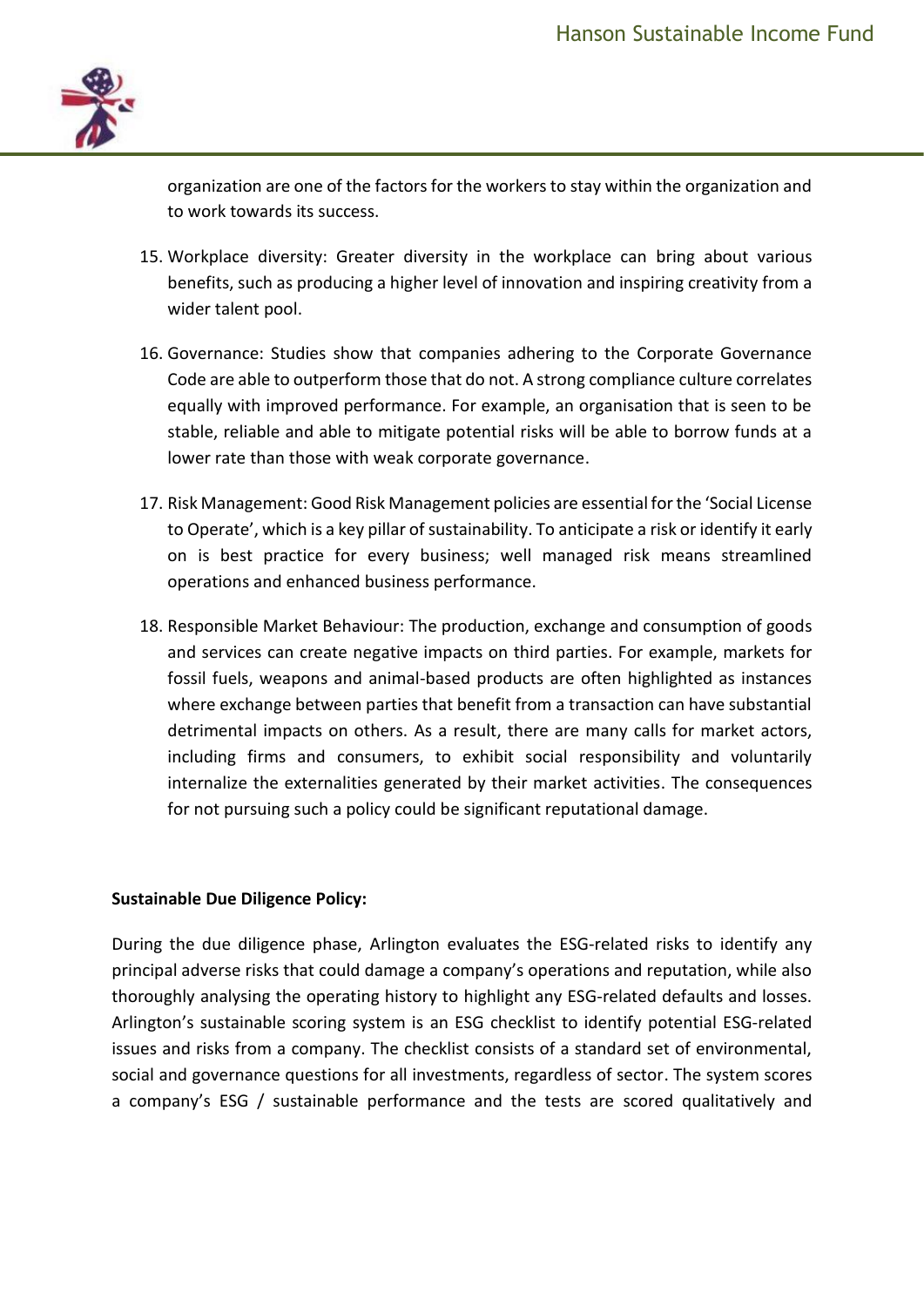organization are one of the factors for the workers to stay within the organization and to work towards its success.

15. Workplace diversity: Greater diversity in the workplace can bring about various benefits, such as producing a higher level of innovation and inspiring creativity from a wider talent pool.

16. Governance: Studies show that companies adhering to the Corporate Governance Code are able to outperform those that do not. A strong compliance culture correlates equally with improved performance. For example, an organisation that is seen to be stable, reliable and able to mitigate potential risks will be able to borrow funds at a lower rate than those with weak corporate governance.

17. Risk Management: Good Risk Management policies are essential for the 'Social License to Operate', which is a key pillar of sustainability. To anticipate a risk or identify it early on is best practice for every business; well managed risk means streamlined operations and enhanced business performance.

18. Responsible Market Behaviour: The production, exchange and consumption of goods and services can create negative impacts on third parties. For example, markets for fossil fuels, weapons and animal-based products are often highlighted as instances where exchange between parties that benefit from a transaction can have substantial detrimental impacts on others. As a result, there are many calls for market actors, including firms and consumers, to exhibit social responsibility and voluntarily internalize the externalities generated by their market activities. The consequences for not pursuing such a policy could be significant reputational damage.

**Sustainable Due Diligence Policy:**

During the due diligence phase, Arlington evaluates the ESG-related risks to identify any principal adverse risks that could damage a company's operations and reputation, while also thoroughly analysing the operating history to highlight any ESG-related defaults and losses. Arlington's sustainable scoring system is an ESG checklist to identify potential ESG-related issues and risks from a company. The checklist consists of a standard set of environmental, social and governance questions for all investments, regardless of sector. The system scores a company's ESG / sustainable performance and the tests are scored qualitatively and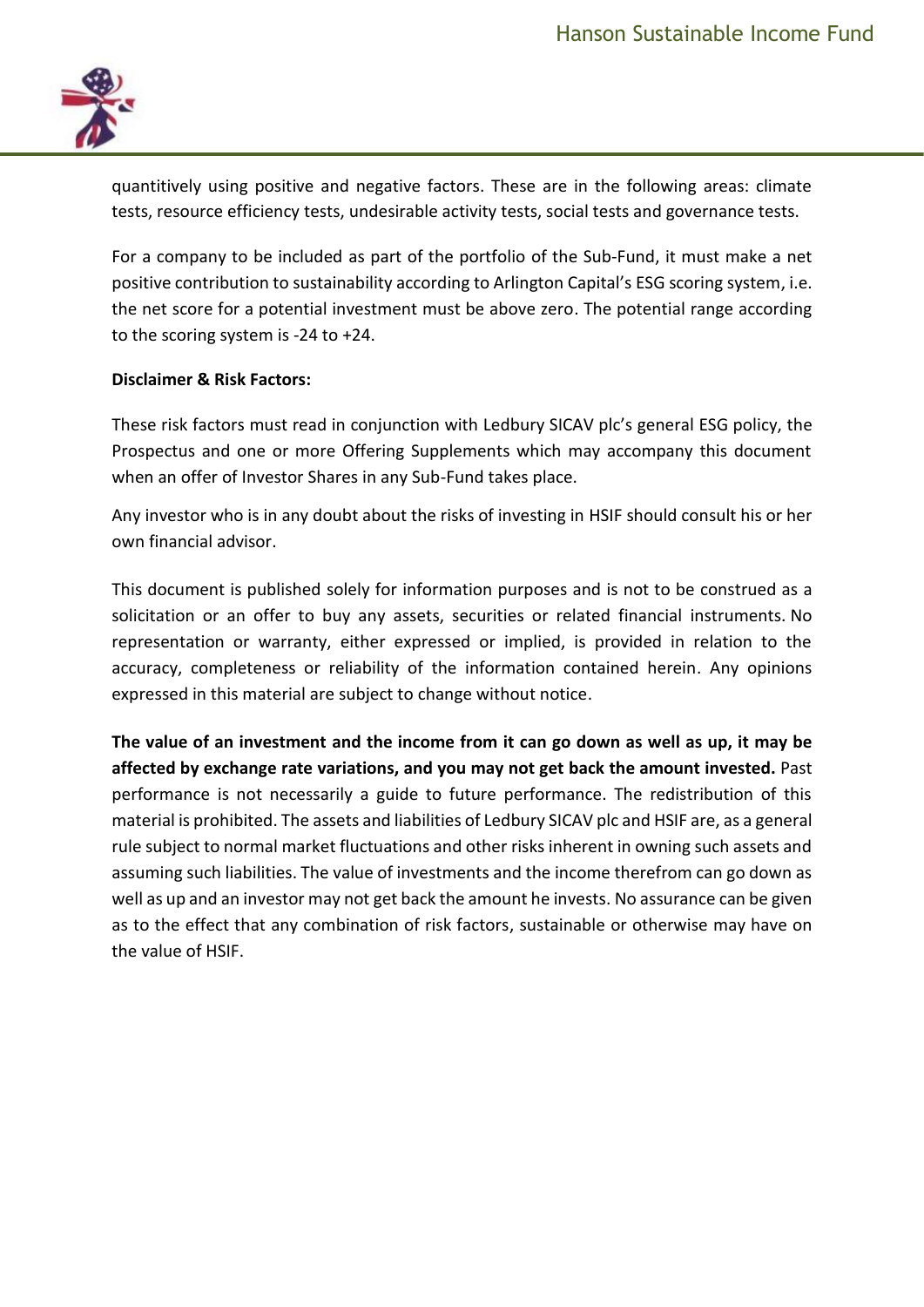quantitively using positive and negative factors. These are in the following areas: climate tests, resource efficiency tests, undesirable activity tests, social tests and governance tests.

For a company to be included as part of the portfolio of the Sub-Fund, it must make a net positive contribution to sustainability according to Arlington Capital's ESG scoring system, i.e. the net score for a potential investment must be above zero. The potential range according to the scoring system is -24 to +24.

**Disclaimer & Risk Factors:**

These risk factors must read in conjunction with Ledbury SICAV plc's general ESG policy, the Prospectus and one or more Offering Supplements which may accompany this document when an offer of Investor Shares in any Sub-Fund takes place.

Any investor who is in any doubt about the risks of investing in HSIF should consult his or her own financial advisor.

This document is published solely for information purposes and is not to be construed as a solicitation or an offer to buy any assets, securities or related financial instruments. No representation or warranty, either expressed or implied, is provided in relation to the accuracy, completeness or reliability of the information contained herein. Any opinions expressed in this material are subject to change without notice.

**The value of an investment and the income from it can go down as well as up, it may be affected by exchange rate variations, and you may not get back the amount invested.** Past performance is not necessarily a guide to future performance. The redistribution of this material is prohibited. The assets and liabilities of Ledbury SICAV plc and HSIF are, as a general rule subject to normal market fluctuations and other risks inherent in owning such assets and assuming such liabilities. The value of investments and the income therefrom can go down as well as up and an investor may not get back the amount he invests. No assurance can be given as to the effect that any combination of risk factors, sustainable or otherwise may have on the value of HSIF.